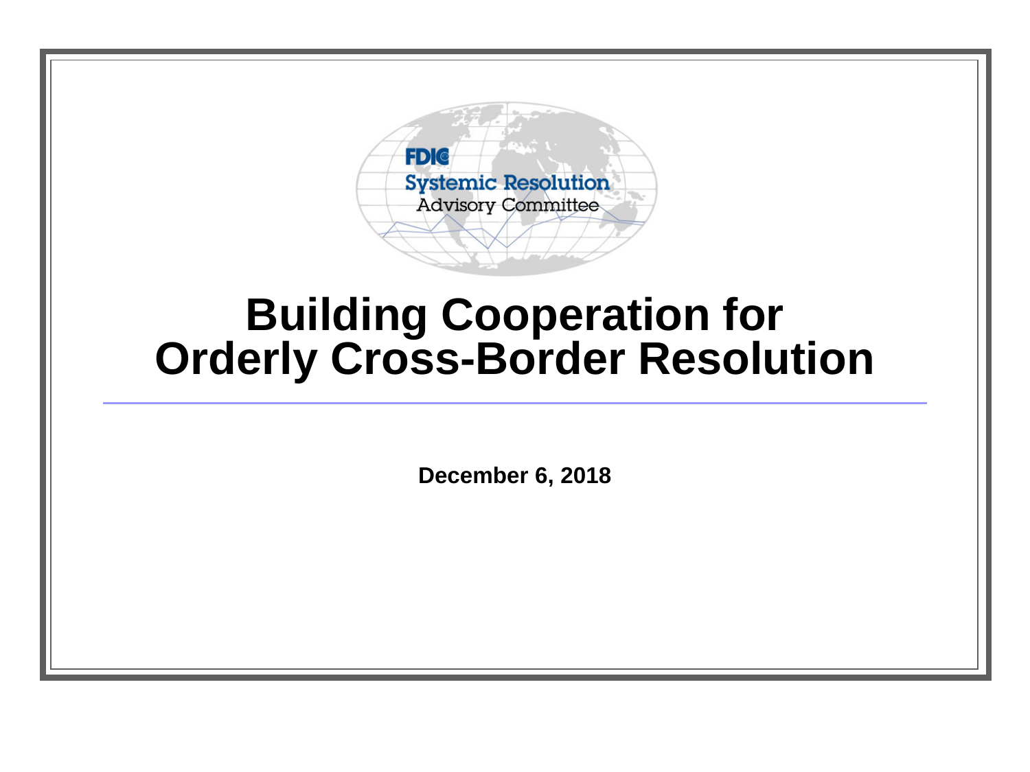FDIC

Systemic Resolution
Advisory Committee

# Building Cooperation for Orderly Cross-Border Resolution

**December 6, 2018**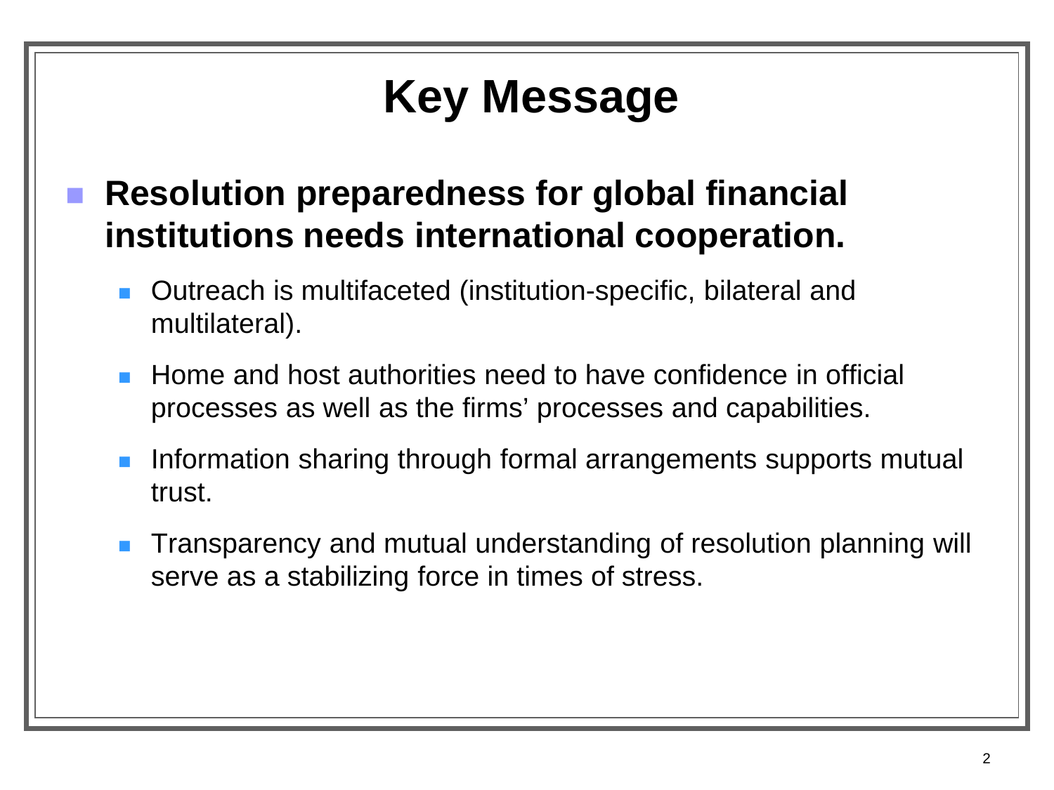# Key Message

- **Resolution preparedness for global financial institutions needs international cooperation.**
  - Outreach is multifaceted (institution-specific, bilateral and multilateral).
  - Home and host authorities need to have confidence in official processes as well as the firms' processes and capabilities.
  - Information sharing through formal arrangements supports mutual trust.
  - Transparency and mutual understanding of resolution planning will serve as a stabilizing force in times of stress.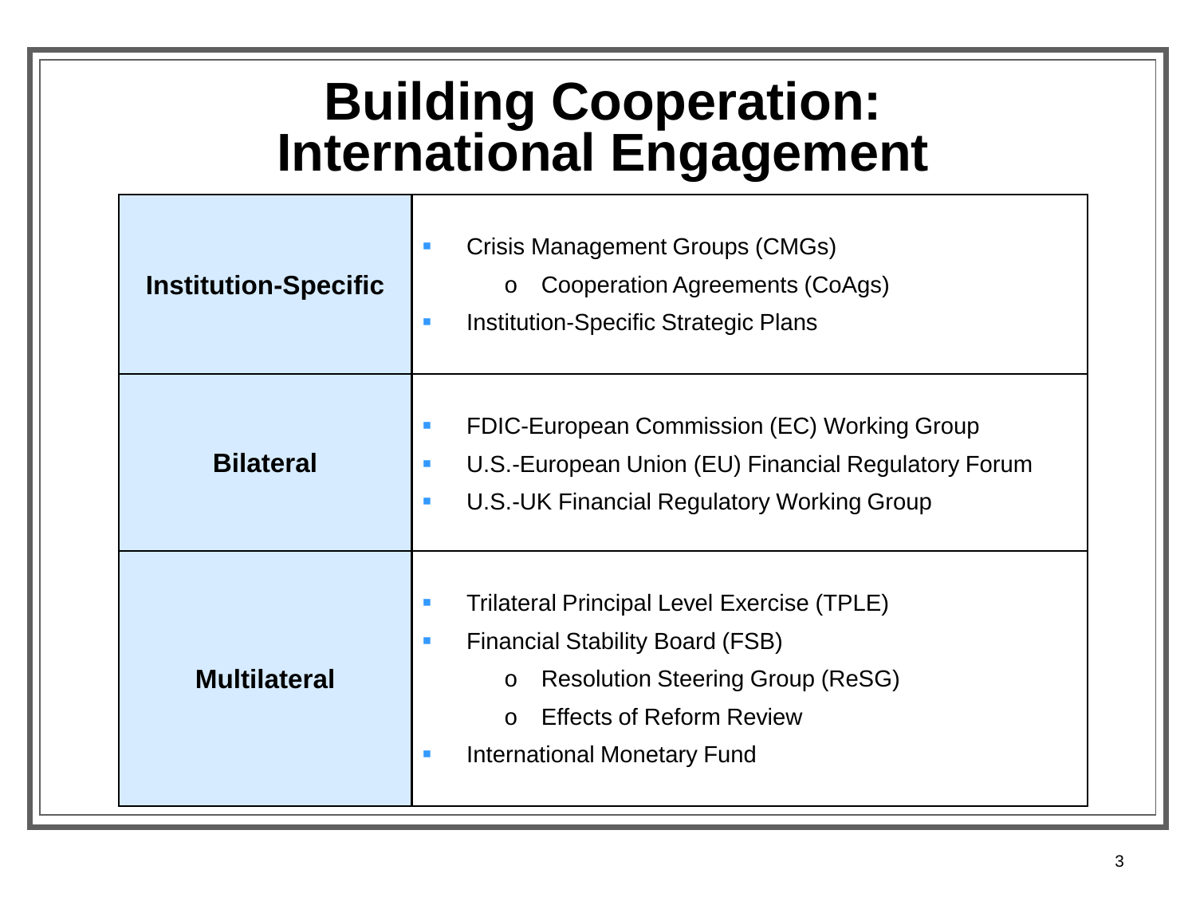# Building Cooperation: International Engagement

| | |
|---|---|
| **Institution-Specific** | ▪ Crisis Management Groups (CMGs)<br>  o Cooperation Agreements (CoAgs)<br>▪ Institution-Specific Strategic Plans |
| **Bilateral** | ▪ FDIC-European Commission (EC) Working Group<br>▪ U.S.-European Union (EU) Financial Regulatory Forum<br>▪ U.S.-UK Financial Regulatory Working Group |
| **Multilateral** | ▪ Trilateral Principal Level Exercise (TPLE)<br>▪ Financial Stability Board (FSB)<br>  o Resolution Steering Group (ReSG)<br>  o Effects of Reform Review<br>▪ International Monetary Fund |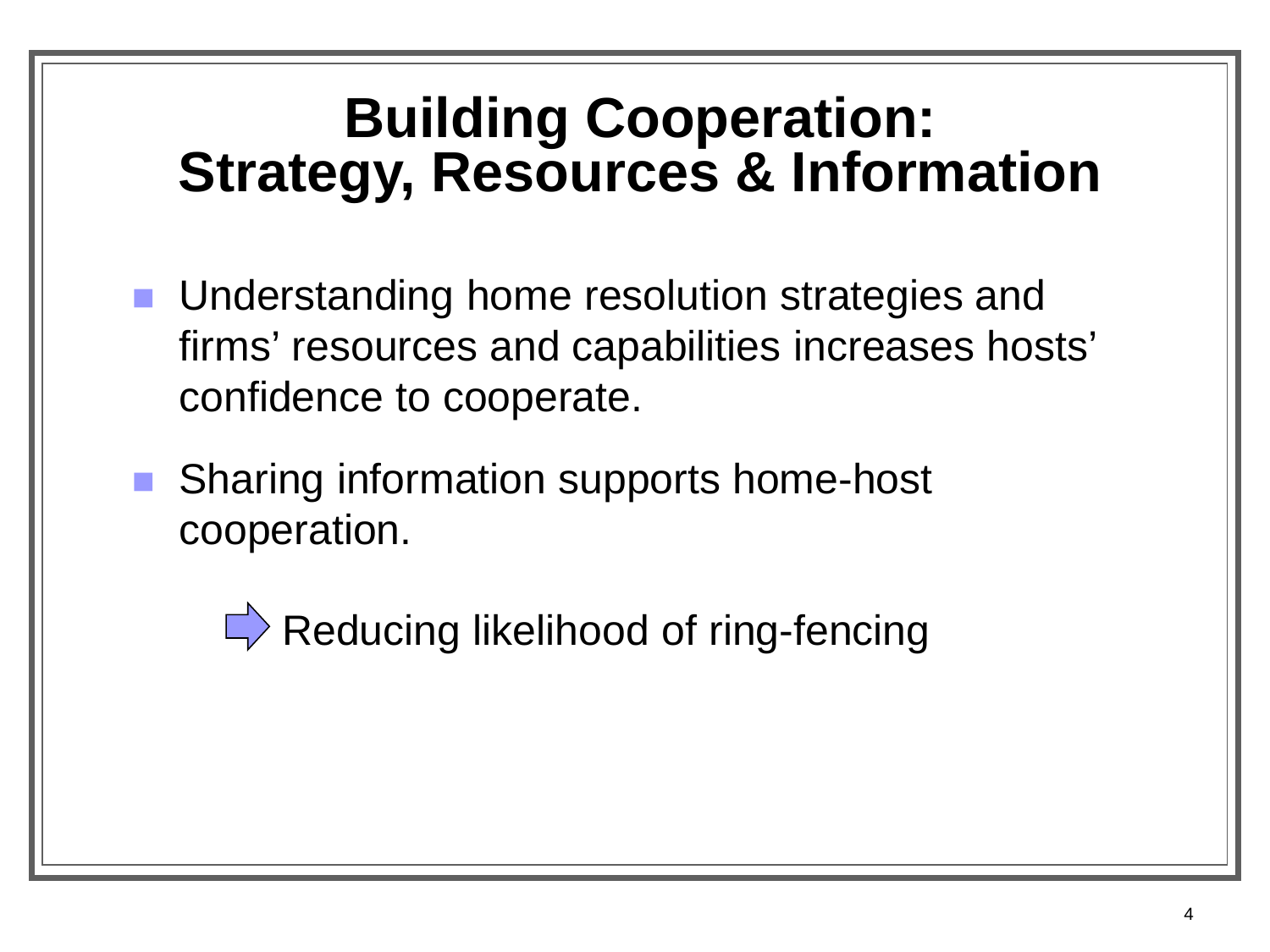# Building Cooperation: Strategy, Resources & Information

- Understanding home resolution strategies and firms’ resources and capabilities increases hosts’ confidence to cooperate.
- Sharing information supports home-host cooperation.

⇨ Reducing likelihood of ring-fencing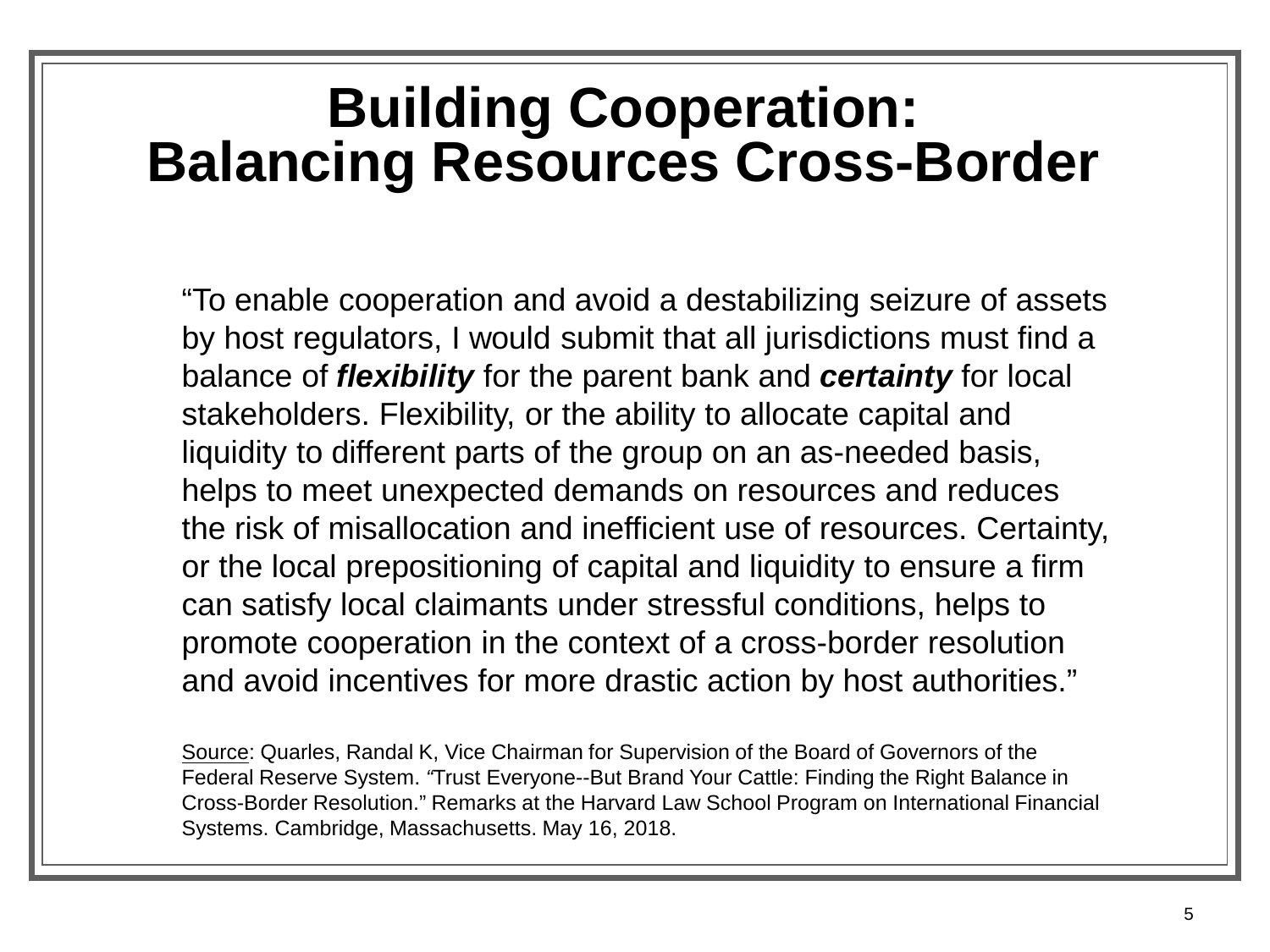# Building Cooperation: Balancing Resources Cross-Border

"To enable cooperation and avoid a destabilizing seizure of assets by host regulators, I would submit that all jurisdictions must find a balance of ***flexibility*** for the parent bank and ***certainty*** for local stakeholders. Flexibility, or the ability to allocate capital and liquidity to different parts of the group on an as-needed basis, helps to meet unexpected demands on resources and reduces the risk of misallocation and inefficient use of resources. Certainty, or the local prepositioning of capital and liquidity to ensure a firm can satisfy local claimants under stressful conditions, helps to promote cooperation in the context of a cross-border resolution and avoid incentives for more drastic action by host authorities."

<u>Source</u>: Quarles, Randal K, Vice Chairman for Supervision of the Board of Governors of the Federal Reserve System. "Trust Everyone--But Brand Your Cattle: Finding the Right Balance in Cross-Border Resolution." Remarks at the Harvard Law School Program on International Financial Systems. Cambridge, Massachusetts. May 16, 2018.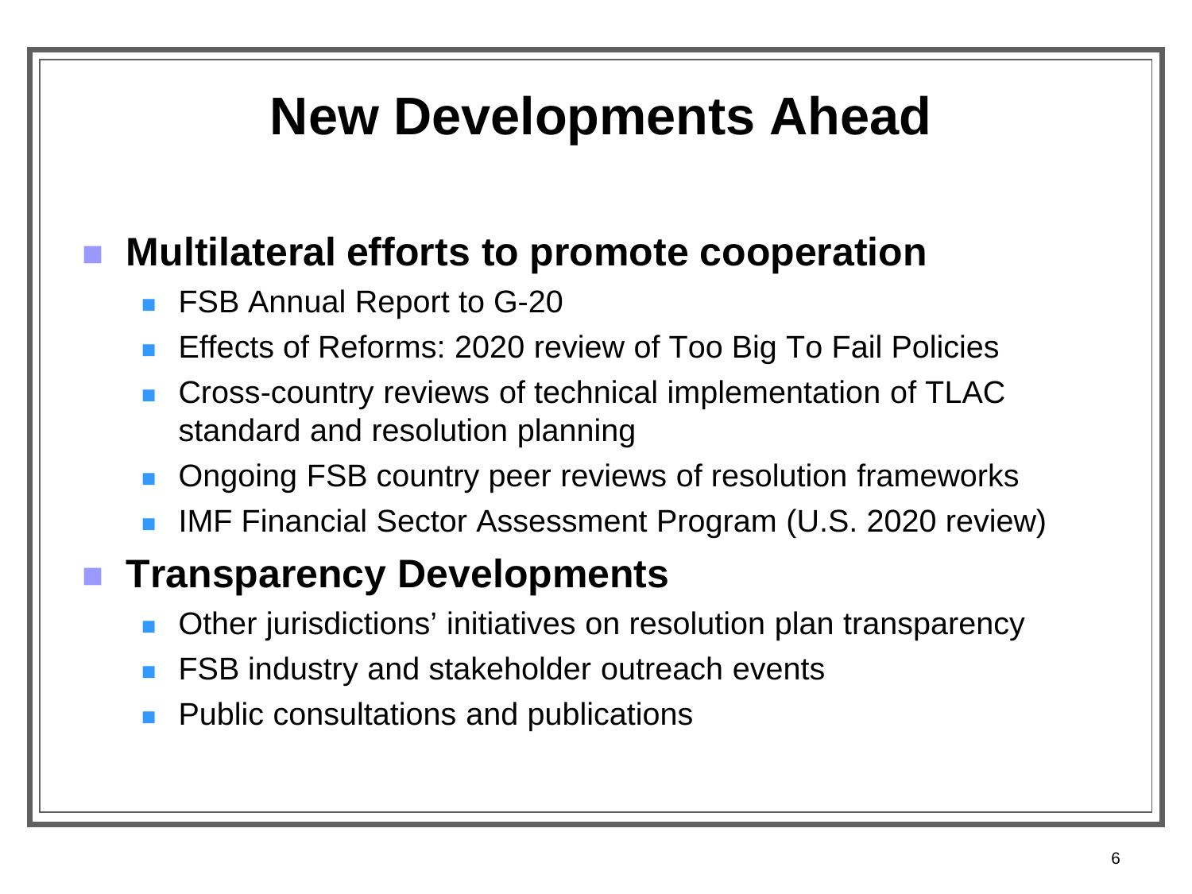# New Developments Ahead

- **Multilateral efforts to promote cooperation**
  - FSB Annual Report to G-20
  - Effects of Reforms: 2020 review of Too Big To Fail Policies
  - Cross-country reviews of technical implementation of TLAC standard and resolution planning
  - Ongoing FSB country peer reviews of resolution frameworks
  - IMF Financial Sector Assessment Program (U.S. 2020 review)
- **Transparency Developments**
  - Other jurisdictions' initiatives on resolution plan transparency
  - FSB industry and stakeholder outreach events
  - Public consultations and publications